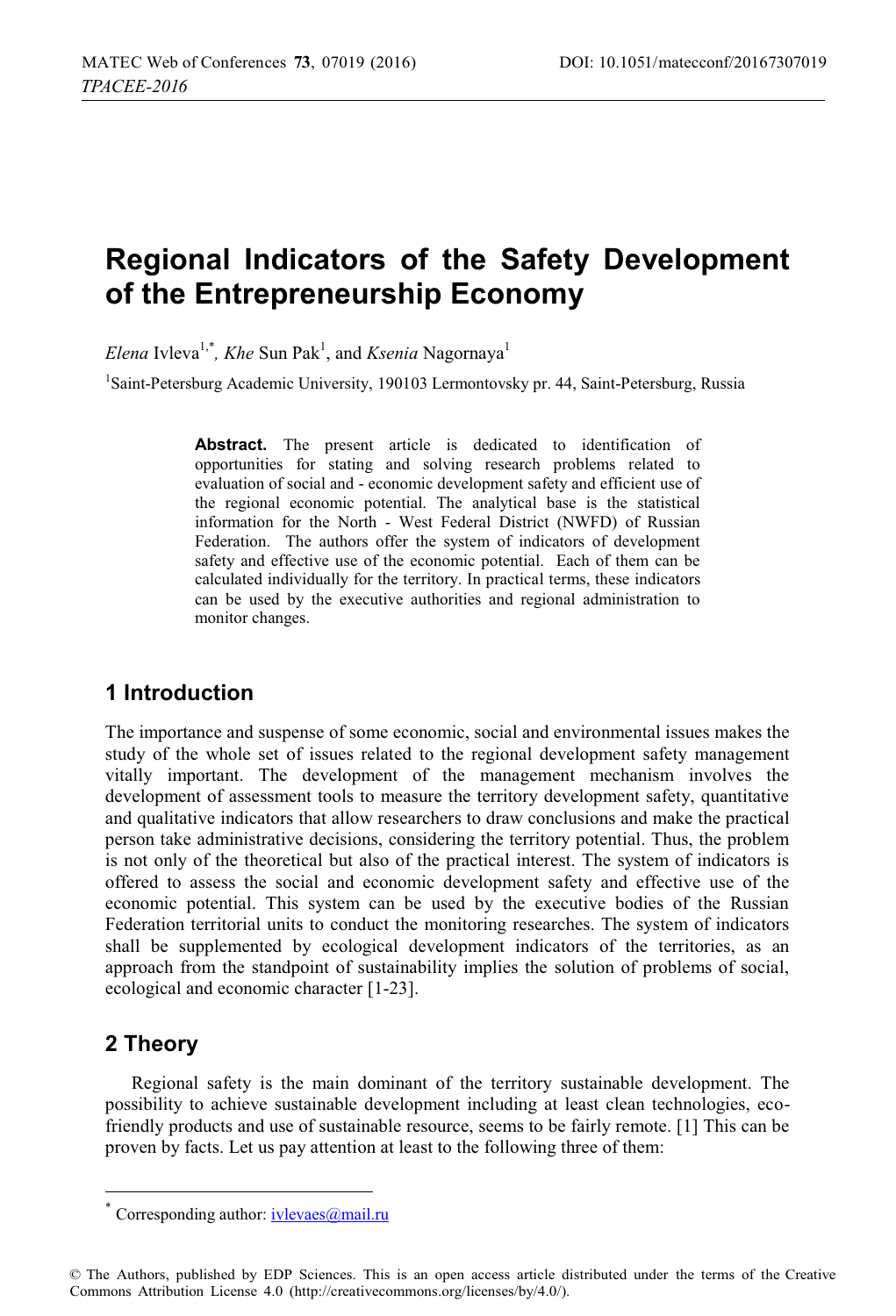# Regional Indicators of the Safety Development of the Entrepreneurship Economy

*Elena* Ivleva[1,*], *Khe* Sun Pak[1], and *Ksenia* Nagornaya[1]

[1]Saint-Petersburg Academic University, 190103 Lermontovsky pr. 44, Saint-Petersburg, Russia

**Abstract.** The present article is dedicated to identification of opportunities for stating and solving research problems related to evaluation of social and - economic development safety and efficient use of the regional economic potential. The analytical base is the statistical information for the North - West Federal District (NWFD) of Russian Federation. The authors offer the system of indicators of development safety and effective use of the economic potential. Each of them can be calculated individually for the territory. In practical terms, these indicators can be used by the executive authorities and regional administration to monitor changes.

## 1 Introduction

The importance and suspense of some economic, social and environmental issues makes the study of the whole set of issues related to the regional development safety management vitally important. The development of the management mechanism involves the development of assessment tools to measure the territory development safety, quantitative and qualitative indicators that allow researchers to draw conclusions and make the practical person take administrative decisions, considering the territory potential. Thus, the problem is not only of the theoretical but also of the practical interest. The system of indicators is offered to assess the social and economic development safety and effective use of the economic potential. This system can be used by the executive bodies of the Russian Federation territorial units to conduct the monitoring researches. The system of indicators shall be supplemented by ecological development indicators of the territories, as an approach from the standpoint of sustainability implies the solution of problems of social, ecological and economic character [1-23].

## 2 Theory

Regional safety is the main dominant of the territory sustainable development. The possibility to achieve sustainable development including at least clean technologies, eco-friendly products and use of sustainable resource, seems to be fairly remote. [1] This can be proven by facts. Let us pay attention at least to the following three of them:

[*] Corresponding author: ivlevaes@mail.ru

© The Authors, published by EDP Sciences. This is an open access article distributed under the terms of the Creative Commons Attribution License 4.0 (http://creativecommons.org/licenses/by/4.0/).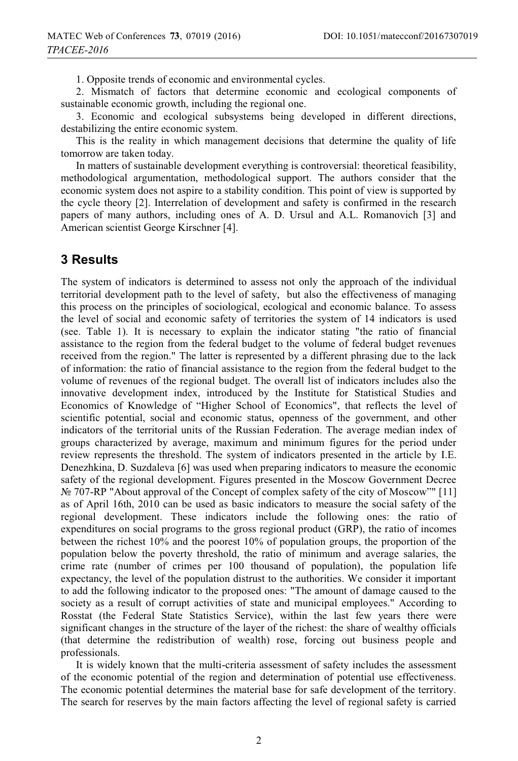1. Opposite trends of economic and environmental cycles.

2. Mismatch of factors that determine economic and ecological components of sustainable economic growth, including the regional one.

3. Economic and ecological subsystems being developed in different directions, destabilizing the entire economic system.

This is the reality in which management decisions that determine the quality of life tomorrow are taken today.

In matters of sustainable development everything is controversial: theoretical feasibility, methodological argumentation, methodological support. The authors consider that the economic system does not aspire to a stability condition. This point of view is supported by the cycle theory [2]. Interrelation of development and safety is confirmed in the research papers of many authors, including ones of A. D. Ursul and A.L. Romanovich [3] and American scientist George Kirschner [4].

## 3 Results

The system of indicators is determined to assess not only the approach of the individual territorial development path to the level of safety, but also the effectiveness of managing this process on the principles of sociological, ecological and economic balance. To assess the level of social and economic safety of territories the system of 14 indicators is used (see. Table 1). It is necessary to explain the indicator stating "the ratio of financial assistance to the region from the federal budget to the volume of federal budget revenues received from the region." The latter is represented by a different phrasing due to the lack of information: the ratio of financial assistance to the region from the federal budget to the volume of revenues of the regional budget. The overall list of indicators includes also the innovative development index, introduced by the Institute for Statistical Studies and Economics of Knowledge of "Higher School of Economics", that reflects the level of scientific potential, social and economic status, openness of the government, and other indicators of the territorial units of the Russian Federation. The average median index of groups characterized by average, maximum and minimum figures for the period under review represents the threshold. The system of indicators presented in the article by I.E. Denezhkina, D. Suzdaleva [6] was used when preparing indicators to measure the economic safety of the regional development. Figures presented in the Moscow Government Decree № 707-RP "About approval of the Concept of complex safety of the city of Moscow"" [11] as of April 16th, 2010 can be used as basic indicators to measure the social safety of the regional development. These indicators include the following ones: the ratio of expenditures on social programs to the gross regional product (GRP), the ratio of incomes between the richest 10% and the poorest 10% of population groups, the proportion of the population below the poverty threshold, the ratio of minimum and average salaries, the crime rate (number of crimes per 100 thousand of population), the population life expectancy, the level of the population distrust to the authorities. We consider it important to add the following indicator to the proposed ones: "The amount of damage caused to the society as a result of corrupt activities of state and municipal employees." According to Rosstat (the Federal State Statistics Service), within the last few years there were significant changes in the structure of the layer of the richest: the share of wealthy officials (that determine the redistribution of wealth) rose, forcing out business people and professionals.

It is widely known that the multi-criteria assessment of safety includes the assessment of the economic potential of the region and determination of potential use effectiveness. The economic potential determines the material base for safe development of the territory. The search for reserves by the main factors affecting the level of regional safety is carried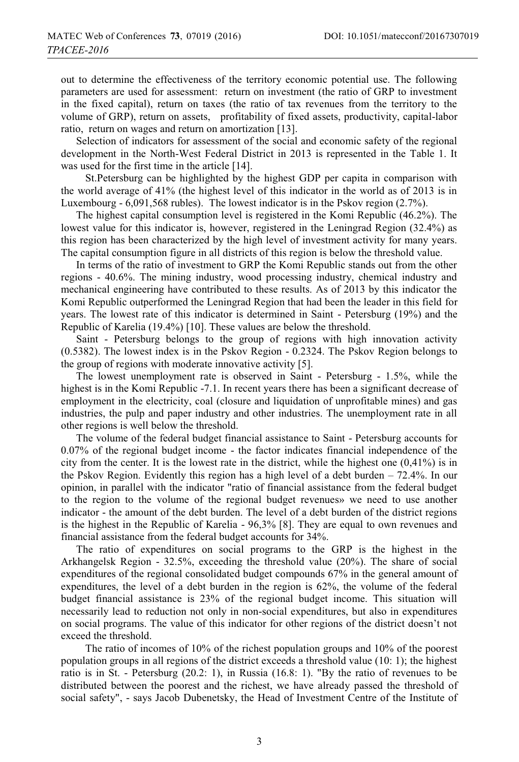out to determine the effectiveness of the territory economic potential use. The following parameters are used for assessment: return on investment (the ratio of GRP to investment in the fixed capital), return on taxes (the ratio of tax revenues from the territory to the volume of GRP), return on assets, profitability of fixed assets, productivity, capital-labor ratio, return on wages and return on amortization [13].

Selection of indicators for assessment of the social and economic safety of the regional development in the North-West Federal District in 2013 is represented in the Table 1. It was used for the first time in the article [14].

St.Petersburg can be highlighted by the highest GDP per capita in comparison with the world average of 41% (the highest level of this indicator in the world as of 2013 is in Luxembourg - 6,091,568 rubles). The lowest indicator is in the Pskov region (2.7%).

The highest capital consumption level is registered in the Komi Republic (46.2%). The lowest value for this indicator is, however, registered in the Leningrad Region (32.4%) as this region has been characterized by the high level of investment activity for many years. The capital consumption figure in all districts of this region is below the threshold value.

In terms of the ratio of investment to GRP the Komi Republic stands out from the other regions - 40.6%. The mining industry, wood processing industry, chemical industry and mechanical engineering have contributed to these results. As of 2013 by this indicator the Komi Republic outperformed the Leningrad Region that had been the leader in this field for years. The lowest rate of this indicator is determined in Saint - Petersburg (19%) and the Republic of Karelia (19.4%) [10]. These values are below the threshold.

Saint - Petersburg belongs to the group of regions with high innovation activity (0.5382). The lowest index is in the Pskov Region - 0.2324. The Pskov Region belongs to the group of regions with moderate innovative activity [5].

The lowest unemployment rate is observed in Saint - Petersburg - 1.5%, while the highest is in the Komi Republic -7.1. In recent years there has been a significant decrease of employment in the electricity, coal (closure and liquidation of unprofitable mines) and gas industries, the pulp and paper industry and other industries. The unemployment rate in all other regions is well below the threshold.

The volume of the federal budget financial assistance to Saint - Petersburg accounts for 0.07% of the regional budget income - the factor indicates financial independence of the city from the center. It is the lowest rate in the district, while the highest one (0,41%) is in the Pskov Region. Evidently this region has a high level of a debt burden – 72.4%. In our opinion, in parallel with the indicator "ratio of financial assistance from the federal budget to the region to the volume of the regional budget revenues» we need to use another indicator - the amount of the debt burden. The level of a debt burden of the district regions is the highest in the Republic of Karelia - 96,3% [8]. They are equal to own revenues and financial assistance from the federal budget accounts for 34%.

The ratio of expenditures on social programs to the GRP is the highest in the Arkhangelsk Region - 32.5%, exceeding the threshold value (20%). The share of social expenditures of the regional consolidated budget compounds 67% in the general amount of expenditures, the level of a debt burden in the region is 62%, the volume of the federal budget financial assistance is 23% of the regional budget income. This situation will necessarily lead to reduction not only in non-social expenditures, but also in expenditures on social programs. The value of this indicator for other regions of the district doesn't not exceed the threshold.

The ratio of incomes of 10% of the richest population groups and 10% of the poorest population groups in all regions of the district exceeds a threshold value (10: 1); the highest ratio is in St. - Petersburg (20.2: 1), in Russia (16.8: 1). "By the ratio of revenues to be distributed between the poorest and the richest, we have already passed the threshold of social safety", - says Jacob Dubenetsky, the Head of Investment Centre of the Institute of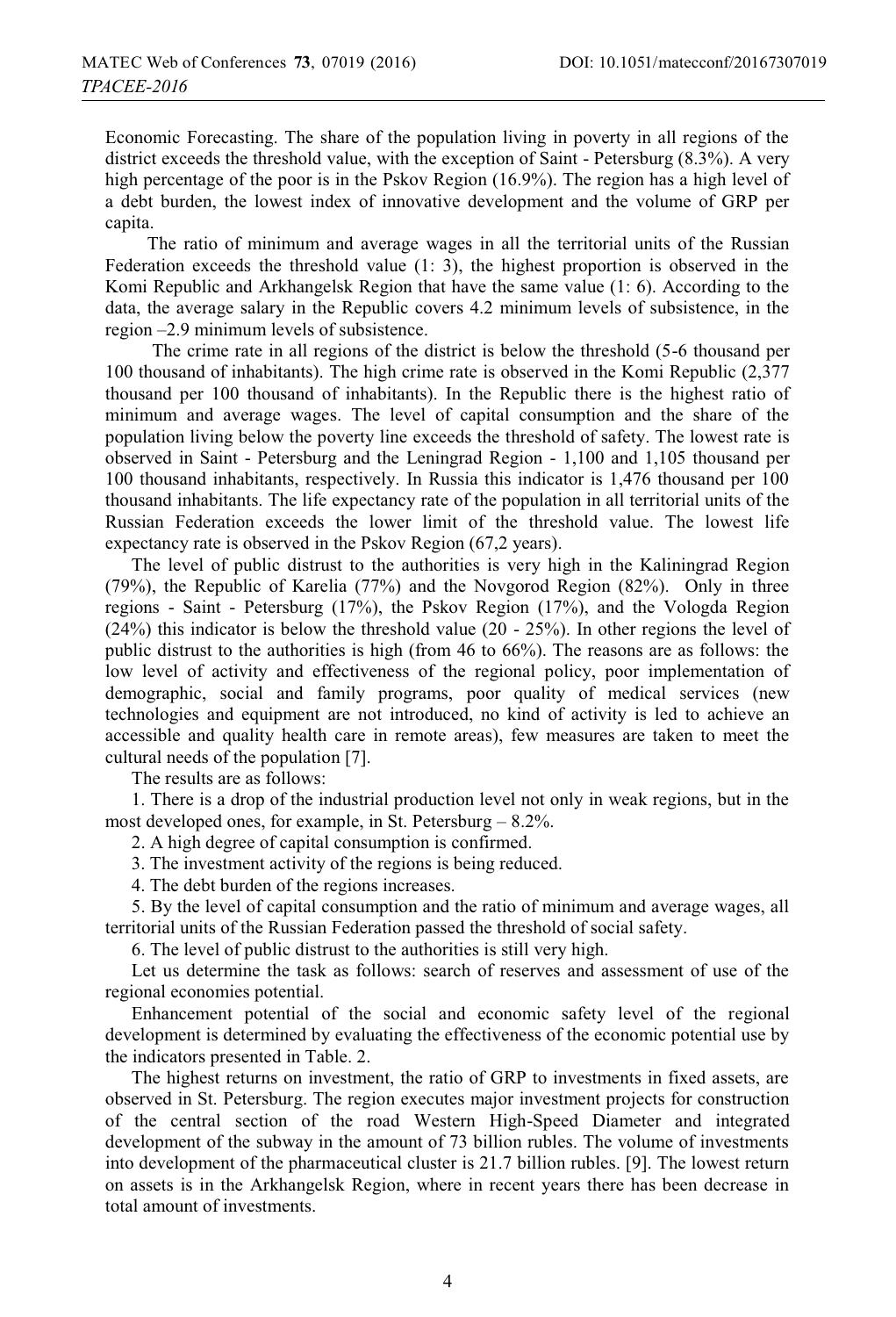Economic Forecasting. The share of the population living in poverty in all regions of the district exceeds the threshold value, with the exception of Saint - Petersburg (8.3%). A very high percentage of the poor is in the Pskov Region (16.9%). The region has a high level of a debt burden, the lowest index of innovative development and the volume of GRP per capita.

The ratio of minimum and average wages in all the territorial units of the Russian Federation exceeds the threshold value (1: 3), the highest proportion is observed in the Komi Republic and Arkhangelsk Region that have the same value (1: 6). According to the data, the average salary in the Republic covers 4.2 minimum levels of subsistence, in the region –2.9 minimum levels of subsistence.

The crime rate in all regions of the district is below the threshold (5-6 thousand per 100 thousand of inhabitants). The high crime rate is observed in the Komi Republic (2,377 thousand per 100 thousand of inhabitants). In the Republic there is the highest ratio of minimum and average wages. The level of capital consumption and the share of the population living below the poverty line exceeds the threshold of safety. The lowest rate is observed in Saint - Petersburg and the Leningrad Region - 1,100 and 1,105 thousand per 100 thousand inhabitants, respectively. In Russia this indicator is 1,476 thousand per 100 thousand inhabitants. The life expectancy rate of the population in all territorial units of the Russian Federation exceeds the lower limit of the threshold value. The lowest life expectancy rate is observed in the Pskov Region (67,2 years).

The level of public distrust to the authorities is very high in the Kaliningrad Region (79%), the Republic of Karelia (77%) and the Novgorod Region (82%). Only in three regions - Saint - Petersburg (17%), the Pskov Region (17%), and the Vologda Region (24%) this indicator is below the threshold value (20 - 25%). In other regions the level of public distrust to the authorities is high (from 46 to 66%). The reasons are as follows: the low level of activity and effectiveness of the regional policy, poor implementation of demographic, social and family programs, poor quality of medical services (new technologies and equipment are not introduced, no kind of activity is led to achieve an accessible and quality health care in remote areas), few measures are taken to meet the cultural needs of the population [7].

The results are as follows:

1. There is a drop of the industrial production level not only in weak regions, but in the most developed ones, for example, in St. Petersburg – 8.2%.
2. A high degree of capital consumption is confirmed.
3. The investment activity of the regions is being reduced.
4. The debt burden of the regions increases.
5. By the level of capital consumption and the ratio of minimum and average wages, all territorial units of the Russian Federation passed the threshold of social safety.
6. The level of public distrust to the authorities is still very high.

Let us determine the task as follows: search of reserves and assessment of use of the regional economies potential.

Enhancement potential of the social and economic safety level of the regional development is determined by evaluating the effectiveness of the economic potential use by the indicators presented in Table. 2.

The highest returns on investment, the ratio of GRP to investments in fixed assets, are observed in St. Petersburg. The region executes major investment projects for construction of the central section of the road Western High-Speed Diameter and integrated development of the subway in the amount of 73 billion rubles. The volume of investments into development of the pharmaceutical cluster is 21.7 billion rubles. [9]. The lowest return on assets is in the Arkhangelsk Region, where in recent years there has been decrease in total amount of investments.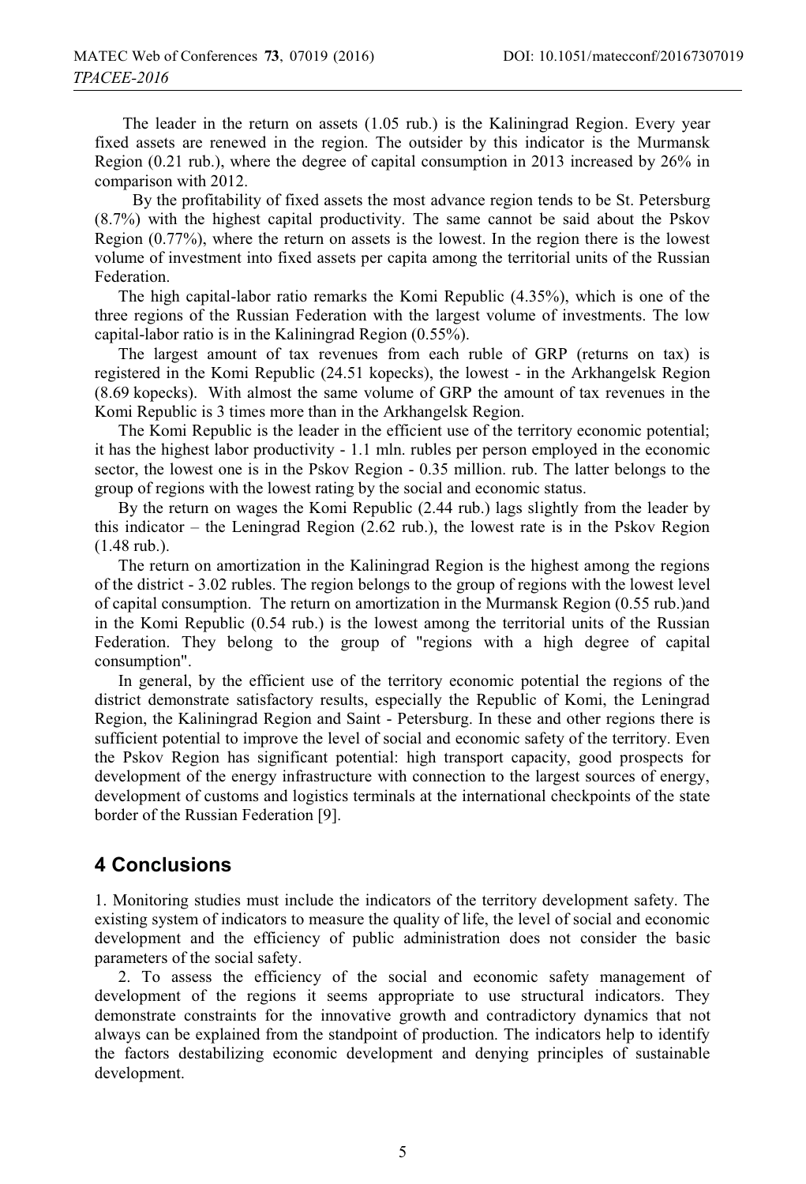The leader in the return on assets (1.05 rub.) is the Kaliningrad Region. Every year fixed assets are renewed in the region. The outsider by this indicator is the Murmansk Region (0.21 rub.), where the degree of capital consumption in 2013 increased by 26% in comparison with 2012.

By the profitability of fixed assets the most advance region tends to be St. Petersburg (8.7%) with the highest capital productivity. The same cannot be said about the Pskov Region (0.77%), where the return on assets is the lowest. In the region there is the lowest volume of investment into fixed assets per capita among the territorial units of the Russian Federation.

The high capital-labor ratio remarks the Komi Republic (4.35%), which is one of the three regions of the Russian Federation with the largest volume of investments. The low capital-labor ratio is in the Kaliningrad Region (0.55%).

The largest amount of tax revenues from each ruble of GRP (returns on tax) is registered in the Komi Republic (24.51 kopecks), the lowest - in the Arkhangelsk Region (8.69 kopecks). With almost the same volume of GRP the amount of tax revenues in the Komi Republic is 3 times more than in the Arkhangelsk Region.

The Komi Republic is the leader in the efficient use of the territory economic potential; it has the highest labor productivity - 1.1 mln. rubles per person employed in the economic sector, the lowest one is in the Pskov Region - 0.35 million. rub. The latter belongs to the group of regions with the lowest rating by the social and economic status.

By the return on wages the Komi Republic (2.44 rub.) lags slightly from the leader by this indicator – the Leningrad Region (2.62 rub.), the lowest rate is in the Pskov Region (1.48 rub.).

The return on amortization in the Kaliningrad Region is the highest among the regions of the district - 3.02 rubles. The region belongs to the group of regions with the lowest level of capital consumption. The return on amortization in the Murmansk Region (0.55 rub.)and in the Komi Republic (0.54 rub.) is the lowest among the territorial units of the Russian Federation. They belong to the group of "regions with a high degree of capital consumption".

In general, by the efficient use of the territory economic potential the regions of the district demonstrate satisfactory results, especially the Republic of Komi, the Leningrad Region, the Kaliningrad Region and Saint - Petersburg. In these and other regions there is sufficient potential to improve the level of social and economic safety of the territory. Even the Pskov Region has significant potential: high transport capacity, good prospects for development of the energy infrastructure with connection to the largest sources of energy, development of customs and logistics terminals at the international checkpoints of the state border of the Russian Federation [9].

## 4 Conclusions

1. Monitoring studies must include the indicators of the territory development safety. The existing system of indicators to measure the quality of life, the level of social and economic development and the efficiency of public administration does not consider the basic parameters of the social safety.

2. To assess the efficiency of the social and economic safety management of development of the regions it seems appropriate to use structural indicators. They demonstrate constraints for the innovative growth and contradictory dynamics that not always can be explained from the standpoint of production. The indicators help to identify the factors destabilizing economic development and denying principles of sustainable development.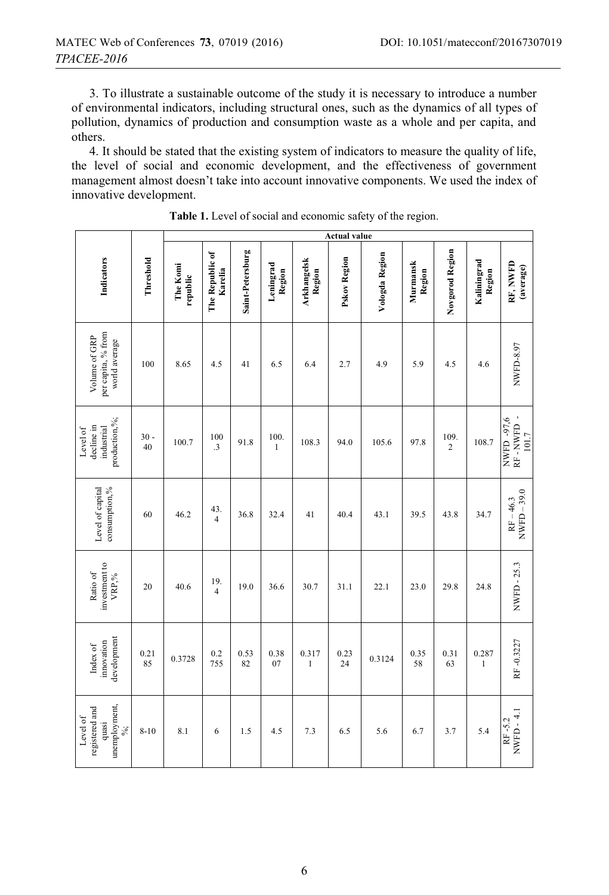3. To illustrate a sustainable outcome of the study it is necessary to introduce a number of environmental indicators, including structural ones, such as the dynamics of all types of pollution, dynamics of production and consumption waste as a whole and per capita, and others.

4. It should be stated that the existing system of indicators to measure the quality of life, the level of social and economic development, and the effectiveness of government management almost doesn't take into account innovative components. We used the index of innovative development.

**Table 1.** Level of social and economic safety of the region.

| Indicators | Threshold | Actual value | | | | | | | | | | |
|---|---|---|---|---|---|---|---|---|---|---|---|---|
| | | The Komi republic | The Republic of Karelia | Saint-Petersburg | Leningrad Region | Arkhangelsk Region | Pskov Region | Vologda Region | Murmansk Region | Novgorod Region | Kaliningrad Region | RF, NWFD (average) |
| Volume of GRP per capita, % from world average | 100 | 8.65 | 4.5 | 41 | 6.5 | 6.4 | 2.7 | 4.9 | 5.9 | 4.5 | 4.6 | NWFD-8.97 |
| Level of decline in industrial production,%; | 30 - 40 | 100.7 | 100.3 | 91.8 | 100.1 | 108.3 | 94.0 | 105.6 | 97.8 | 109.2 | 108.7 | NWFD -97.6 RF - NWFD - 101.7 |
| Level of capital consumption,% | 60 | 46.2 | 43.4 | 36.8 | 32.4 | 41 | 40.4 | 43.1 | 39.5 | 43.8 | 34.7 | RF – 46.3 NWFD – 39.0 |
| Ratio of investment to VRP,% | 20 | 40.6 | 19.4 | 19.0 | 36.6 | 30.7 | 31.1 | 22.1 | 23.0 | 29.8 | 24.8 | NWFD - 25.3 |
| Index of innovation development | 0.2185 | 0.3728 | 0.2755 | 0.5382 | 0.3807 | 0.3171 | 0.2324 | 0.3124 | 0.3558 | 0.3163 | 0.2871 | RF -0.3227 |
| Level of registered and quasi unemployment, %; | 8-10 | 8.1 | 6 | 1.5 | 4.5 | 7.3 | 6.5 | 5.6 | 6.7 | 3.7 | 5.4 | RF -5.2 NWFD - 4.1 |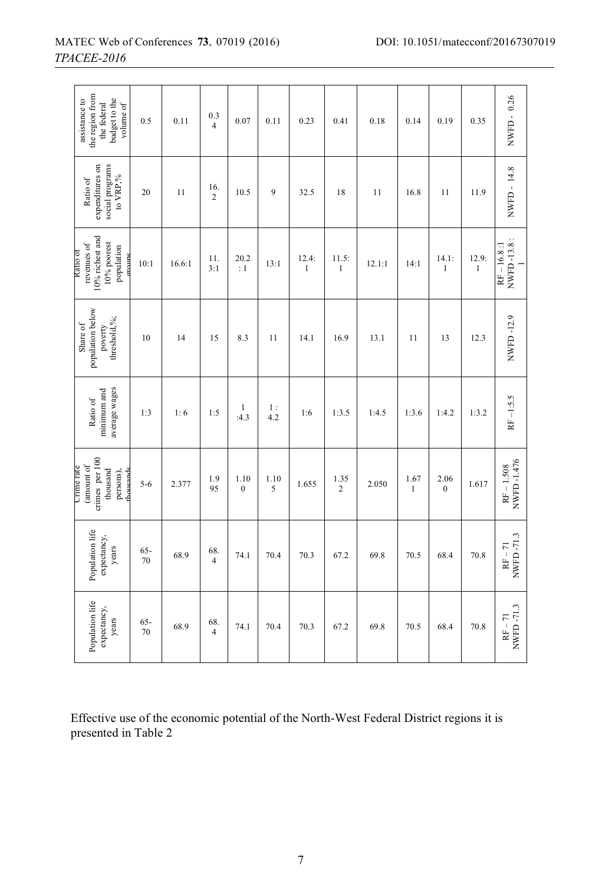| Population life expectancy, years | Population life expectancy, years | Crime rate (amount of crimes per 100 thousand persons), thousands | Ratio of minimum and average wages | Share of population below poverty threshold,%; | Ratio of revenues of 10% richest and 10% poorest population groups | Ratio of expenditures on social programs to VRP,% | assistance to the region from the federal budget to the volume of |
|---|---|---|---|---|---|---|---|
| 65-70 | 65-70 | 5-6 | 1:3 | 10 | 10:1 | 20 | 0.5 |
| 68.9 | 68.9 | 2.377 | 1: 6 | 14 | 16.6:1 | 11 | 0.11 |
| 68.4 | 68.4 | 1.995 | 1:5 | 15 | 11.3:1 | 16.2 | 0.34 |
| 74.1 | 74.1 | 1.100 | 1 :4.3 | 8.3 | 20.2 : 1 | 10.5 | 0.07 |
| 70.4 | 70.4 | 1.105 | 1 : 4.2 | 11 | 13:1 | 9 | 0.11 |
| 70.3 | 70.3 | 1.655 | 1:6 | 14.1 | 12.4: 1 | 32.5 | 0.23 |
| 67.2 | 67.2 | 1.352 | 1:3.5 | 16.9 | 11.5: 1 | 18 | 0.41 |
| 69.8 | 69.8 | 2.050 | 1:4.5 | 13.1 | 12.1:1 | 11 | 0.18 |
| 70.5 | 70.5 | 1.671 | 1:3.6 | 11 | 14:1 | 16.8 | 0.14 |
| 68.4 | 68.4 | 2.060 | 1:4.2 | 13 | 14.1: 1 | 11 | 0.19 |
| 70.8 | 70.8 | 1.617 | 1:3.2 | 12.3 | 12.9: 1 | 11.9 | 0.35 |
| RF – 71 NWFD -71.3 | RF – 71 NWFD -71.3 | RF – 1.508 NWFD -1.476 | RF –1:5.5 | NWFD -12.9 | RF – 16.8 :1 NWFD -13.8 : 1 | NWFD - 14.8 | NWFD - 0.26 |

Effective use of the economic potential of the North-West Federal District regions it is presented in Table 2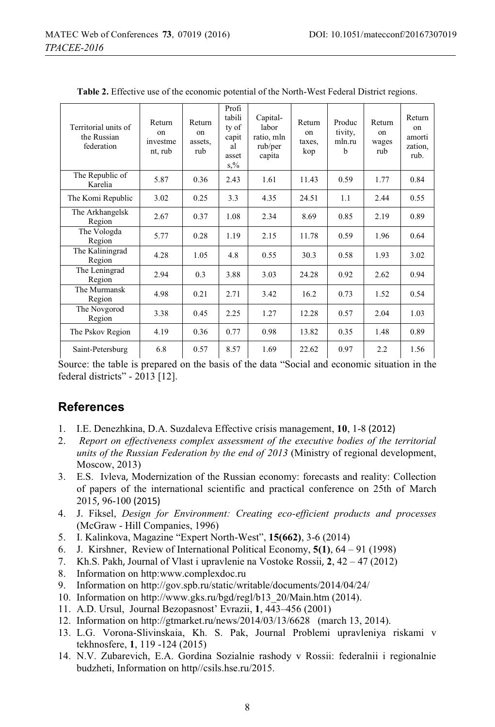**Table 2.** Effective use of the economic potential of the North-West Federal District regions.

| Territorial units of the Russian federation | Return on investment, rub | Return on assets, rub | Profitability of capital assets,% | Capital-labor ratio, mln rub/per capita | Return on taxes, kop | Productivity, mln.rub | Return on wages rub | Return on amortization, rub. |
|---|---|---|---|---|---|---|---|---|
| The Republic of Karelia | 5.87 | 0.36 | 2.43 | 1.61 | 11.43 | 0.59 | 1.77 | 0.84 |
| The Komi Republic | 3.02 | 0.25 | 3.3 | 4.35 | 24.51 | 1.1 | 2.44 | 0.55 |
| The Arkhangelsk Region | 2.67 | 0.37 | 1.08 | 2.34 | 8.69 | 0.85 | 2.19 | 0.89 |
| The Vologda Region | 5.77 | 0.28 | 1.19 | 2.15 | 11.78 | 0.59 | 1.96 | 0.64 |
| The Kaliningrad Region | 4.28 | 1.05 | 4.8 | 0.55 | 30.3 | 0.58 | 1.93 | 3.02 |
| The Leningrad Region | 2.94 | 0.3 | 3.88 | 3.03 | 24.28 | 0.92 | 2.62 | 0.94 |
| The Murmansk Region | 4.98 | 0.21 | 2.71 | 3.42 | 16.2 | 0.73 | 1.52 | 0.54 |
| The Novgorod Region | 3.38 | 0.45 | 2.25 | 1.27 | 12.28 | 0.57 | 2.04 | 1.03 |
| The Pskov Region | 4.19 | 0.36 | 0.77 | 0.98 | 13.82 | 0.35 | 1.48 | 0.89 |
| Saint-Petersburg | 6.8 | 0.57 | 8.57 | 1.69 | 22.62 | 0.97 | 2.2 | 1.56 |

Source: the table is prepared on the basis of the data “Social and economic situation in the federal districts” - 2013 [12].

## References

1. I.E. Denezhkina, D.A. Suzdaleva Effective crisis management, **10**, 1-8 (2012)
2. *Report on effectiveness complex assessment of the executive bodies of the territorial units of the Russian Federation by the end of 2013* (Ministry of regional development, Moscow, 2013)
3. E.S. Ivleva, Modernization of the Russian economy: forecasts and reality: Collection of papers of the international scientific and practical conference on 25th of March 2015, 96-100 (2015)
4. J. Fiksel, *Design for Environment: Creating eco-efficient products and processes* (McGraw - Hill Companies, 1996)
5. I. Kalinkova, Magazine “Expert North-West”, **15(662)**, 3-6 (2014)
6. J. Kirshner, Review of International Political Economy, **5(1)**, 64 – 91 (1998)
7. Kh.S. Pakh, Journal of Vlast i upravlenie na Vostoke Rossii, **2**, 42 – 47 (2012)
8. Information on http:www.complexdoc.ru
9. Information on http://gov.spb.ru/static/writable/documents/2014/04/24/
10. Information on http://www.gks.ru/bgd/regl/b13_20/Main.htm (2014).
11. A.D. Ursul, Journal Bezopasnost’ Evrazii, **1**, 443–456 (2001)
12. Information on http://gtmarket.ru/news/2014/03/13/6628 (march 13, 2014).
13. L.G. Vorona-Slivinskaia, Kh. S. Pak, Journal Problemi upravleniya riskami v tekhnosfere, **1**, 119 -124 (2015)
14. N.V. Zubarevich, E.A. Gordina Sozialnie rashody v Rossii: federalnii i regionalnie budzheti, Information on http//csils.hse.ru/2015.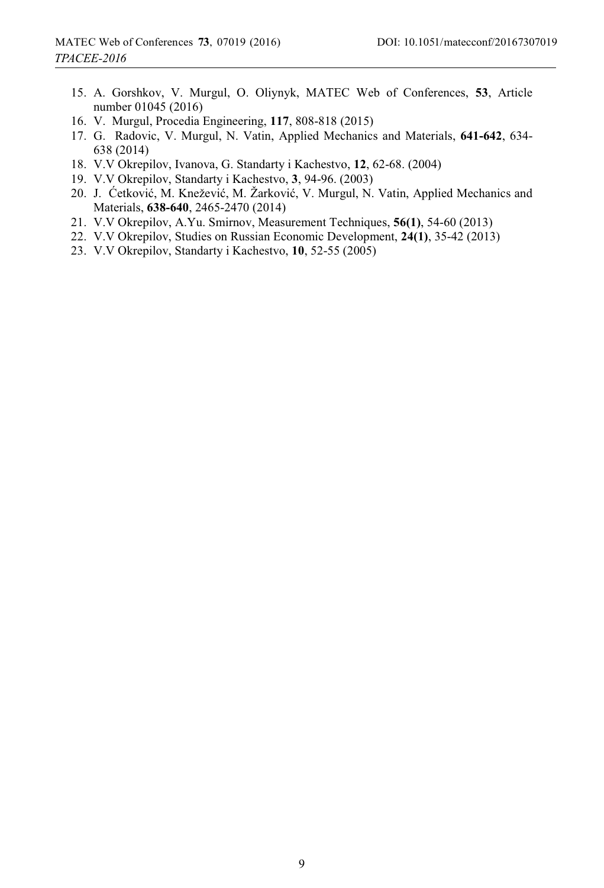15. A. Gorshkov, V. Murgul, O. Oliynyk, MATEC Web of Conferences, **53**, Article number 01045 (2016)
16. V. Murgul, Procedia Engineering, **117**, 808-818 (2015)
17. G. Radovic, V. Murgul, N. Vatin, Applied Mechanics and Materials, **641-642**, 634-638 (2014)
18. V.V Okrepilov, Ivanova, G. Standarty i Kachestvo, **12**, 62-68. (2004)
19. V.V Okrepilov, Standarty i Kachestvo, **3**, 94-96. (2003)
20. J. Ćetković, M. Knežević, M. Žarković, V. Murgul, N. Vatin, Applied Mechanics and Materials, **638-640**, 2465-2470 (2014)
21. V.V Okrepilov, A.Yu. Smirnov, Measurement Techniques, **56(1)**, 54-60 (2013)
22. V.V Okrepilov, Studies on Russian Economic Development, **24(1)**, 35-42 (2013)
23. V.V Okrepilov, Standarty i Kachestvo, **10**, 52-55 (2005)